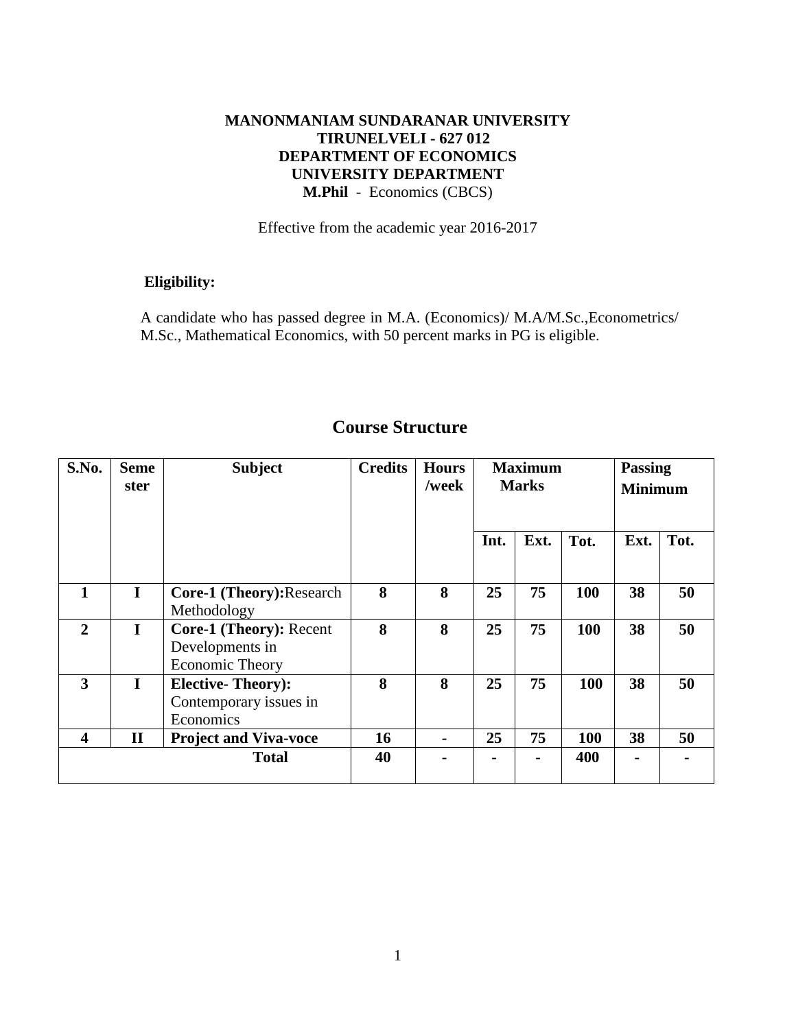**MANONMANIAM SUNDARANAR UNIVERSITY**
**TIRUNELVELI - 627 012**
**DEPARTMENT OF ECONOMICS**
**UNIVERSITY DEPARTMENT**
**M.Phil** - Economics (CBCS)

Effective from the academic year 2016-2017

**Eligibility:**

A candidate who has passed degree in M.A. (Economics)/ M.A/M.Sc.,Econometrics/ M.Sc., Mathematical Economics, with 50 percent marks in PG is eligible.

## Course Structure

| S.No. | Semester | Subject | Credits | Hours /week | Maximum Marks | | | Passing Minimum | |
|---|---|---|---|---|---|---|---|---|---|
| | | | | | Int. | Ext. | Tot. | Ext. | Tot. |
| 1 | I | **Core-1 (Theory):**Research Methodology | 8 | 8 | 25 | 75 | 100 | 38 | 50 |
| 2 | I | **Core-1 (Theory):** Recent Developments in Economic Theory | 8 | 8 | 25 | 75 | 100 | 38 | 50 |
| 3 | I | **Elective- Theory):** Contemporary issues in Economics | 8 | 8 | 25 | 75 | 100 | 38 | 50 |
| 4 | II | **Project and Viva-voce** | 16 | - | 25 | 75 | 100 | 38 | 50 |
| **Total** | | | 40 | - | - | - | 400 | - | - |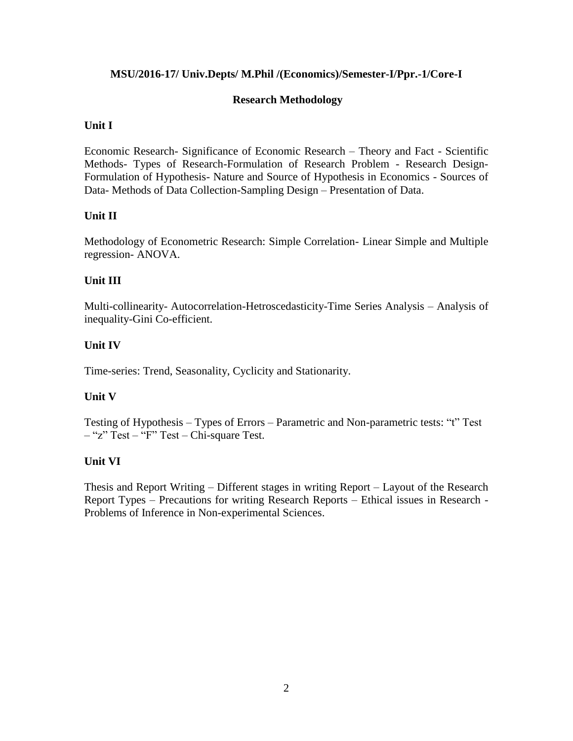**MSU/2016-17/ Univ.Depts/ M.Phil /(Economics)/Semester-I/Ppr.-1/Core-I**

## Research Methodology

### Unit I

Economic Research- Significance of Economic Research – Theory and Fact - Scientific Methods- Types of Research-Formulation of Research Problem - Research Design-Formulation of Hypothesis- Nature and Source of Hypothesis in Economics - Sources of Data- Methods of Data Collection-Sampling Design – Presentation of Data.

### Unit II

Methodology of Econometric Research: Simple Correlation- Linear Simple and Multiple regression- ANOVA.

### Unit III

Multi-collinearity- Autocorrelation-Hetroscedasticity-Time Series Analysis – Analysis of inequality-Gini Co-efficient.

### Unit IV

Time-series: Trend, Seasonality, Cyclicity and Stationarity.

### Unit V

Testing of Hypothesis – Types of Errors – Parametric and Non-parametric tests: "t" Test – "z" Test – "F" Test – Chi-square Test.

### Unit VI

Thesis and Report Writing – Different stages in writing Report – Layout of the Research Report Types – Precautions for writing Research Reports – Ethical issues in Research - Problems of Inference in Non-experimental Sciences.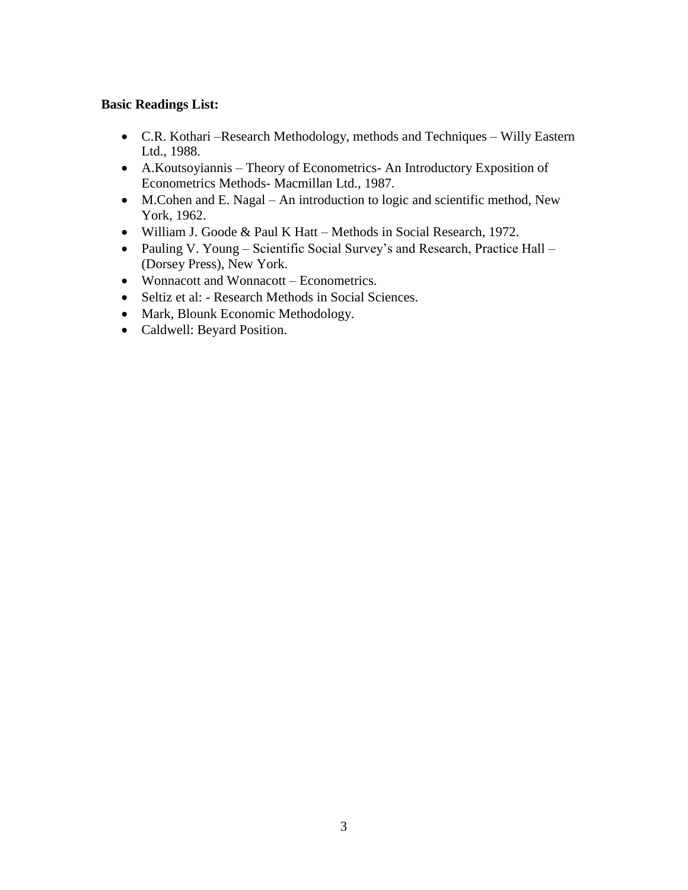**Basic Readings List:**

- C.R. Kothari –Research Methodology, methods and Techniques – Willy Eastern Ltd., 1988.
- A.Koutsoyiannis – Theory of Econometrics- An Introductory Exposition of Econometrics Methods- Macmillan Ltd., 1987.
- M.Cohen and E. Nagal – An introduction to logic and scientific method, New York, 1962.
- William J. Goode & Paul K Hatt – Methods in Social Research, 1972.
- Pauling V. Young – Scientific Social Survey's and Research, Practice Hall – (Dorsey Press), New York.
- Wonnacott and Wonnacott – Econometrics.
- Seltiz et al: - Research Methods in Social Sciences.
- Mark, Blounk Economic Methodology.
- Caldwell: Beyard Position.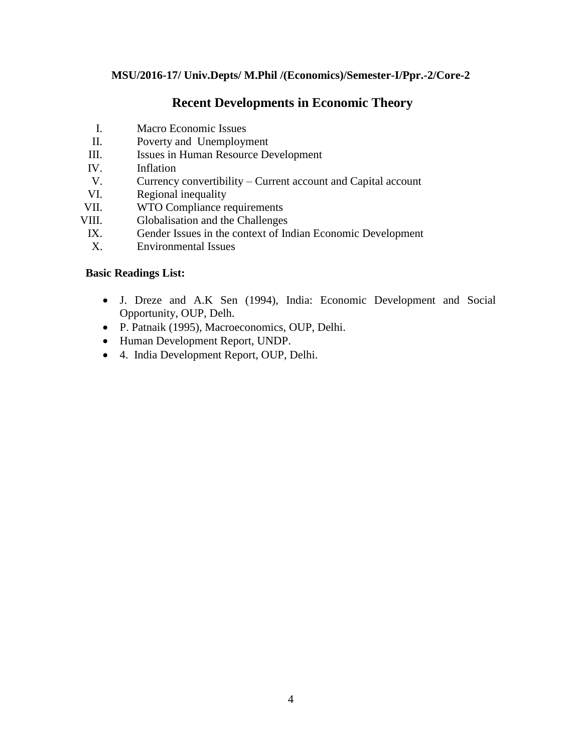**MSU/2016-17/ Univ.Depts/ M.Phil /(Economics)/Semester-I/Ppr.-2/Core-2**

## Recent Developments in Economic Theory

I. Macro Economic Issues
II. Poverty and Unemployment
III. Issues in Human Resource Development
IV. Inflation
V. Currency convertibility – Current account and Capital account
VI. Regional inequality
VII. WTO Compliance requirements
VIII. Globalisation and the Challenges
IX. Gender Issues in the context of Indian Economic Development
X. Environmental Issues

**Basic Readings List:**

- J. Dreze and A.K Sen (1994), India: Economic Development and Social Opportunity, OUP, Delh.
- P. Patnaik (1995), Macroeconomics, OUP, Delhi.
- Human Development Report, UNDP.
- 4. India Development Report, OUP, Delhi.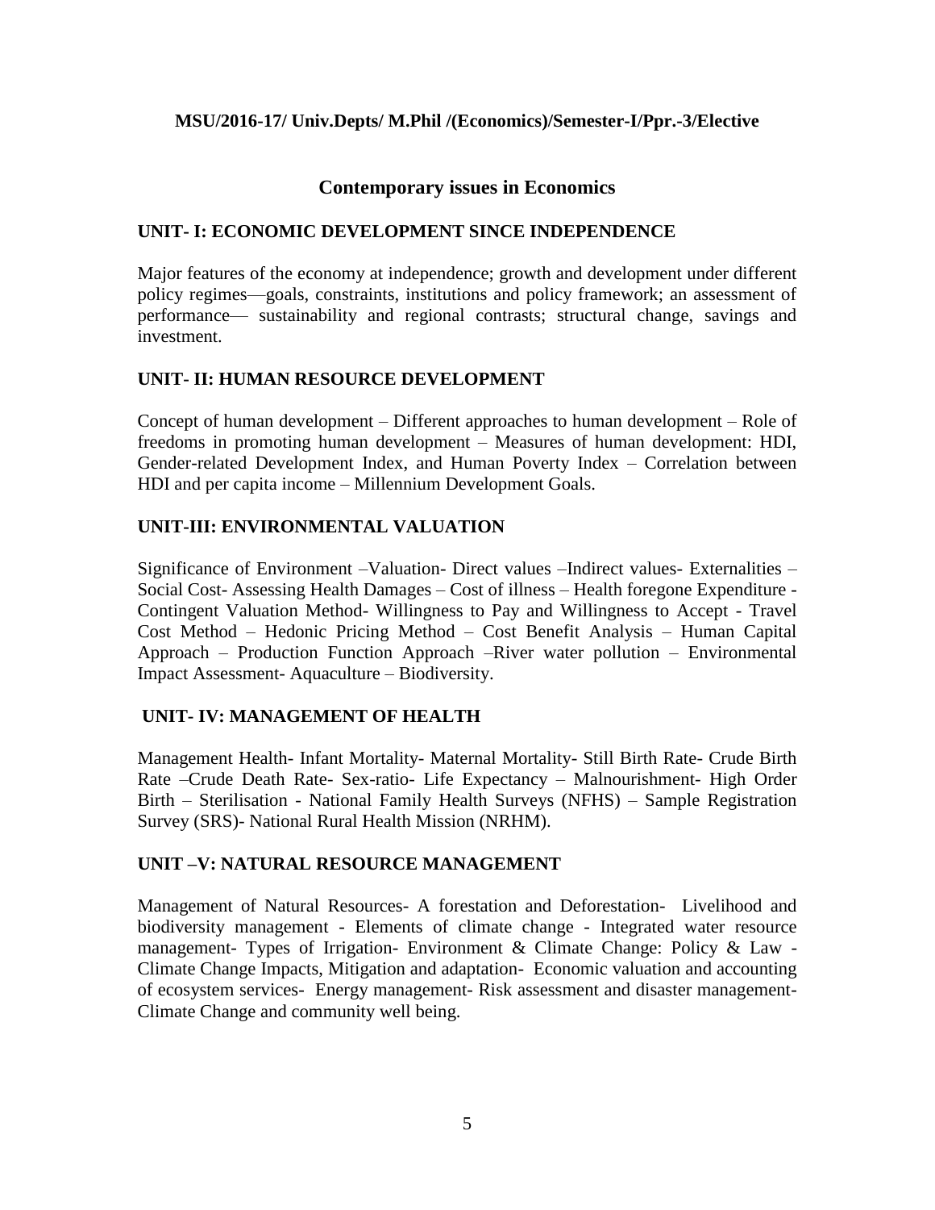**MSU/2016-17/ Univ.Depts/ M.Phil /(Economics)/Semester-I/Ppr.-3/Elective**

## Contemporary issues in Economics

### UNIT- I: ECONOMIC DEVELOPMENT SINCE INDEPENDENCE

Major features of the economy at independence; growth and development under different policy regimes—goals, constraints, institutions and policy framework; an assessment of performance— sustainability and regional contrasts; structural change, savings and investment.

### UNIT- II: HUMAN RESOURCE DEVELOPMENT

Concept of human development – Different approaches to human development – Role of freedoms in promoting human development – Measures of human development: HDI, Gender-related Development Index, and Human Poverty Index – Correlation between HDI and per capita income – Millennium Development Goals.

### UNIT-III: ENVIRONMENTAL VALUATION

Significance of Environment –Valuation- Direct values –Indirect values- Externalities – Social Cost- Assessing Health Damages – Cost of illness – Health foregone Expenditure - Contingent Valuation Method- Willingness to Pay and Willingness to Accept - Travel Cost Method – Hedonic Pricing Method – Cost Benefit Analysis – Human Capital Approach – Production Function Approach –River water pollution – Environmental Impact Assessment- Aquaculture – Biodiversity.

### UNIT- IV: MANAGEMENT OF HEALTH

Management Health- Infant Mortality- Maternal Mortality- Still Birth Rate- Crude Birth Rate –Crude Death Rate- Sex-ratio- Life Expectancy – Malnourishment- High Order Birth – Sterilisation - National Family Health Surveys (NFHS) – Sample Registration Survey (SRS)- National Rural Health Mission (NRHM).

### UNIT –V: NATURAL RESOURCE MANAGEMENT

Management of Natural Resources- A forestation and Deforestation- Livelihood and biodiversity management - Elements of climate change - Integrated water resource management- Types of Irrigation- Environment & Climate Change: Policy & Law - Climate Change Impacts, Mitigation and adaptation- Economic valuation and accounting of ecosystem services- Energy management- Risk assessment and disaster management- Climate Change and community well being.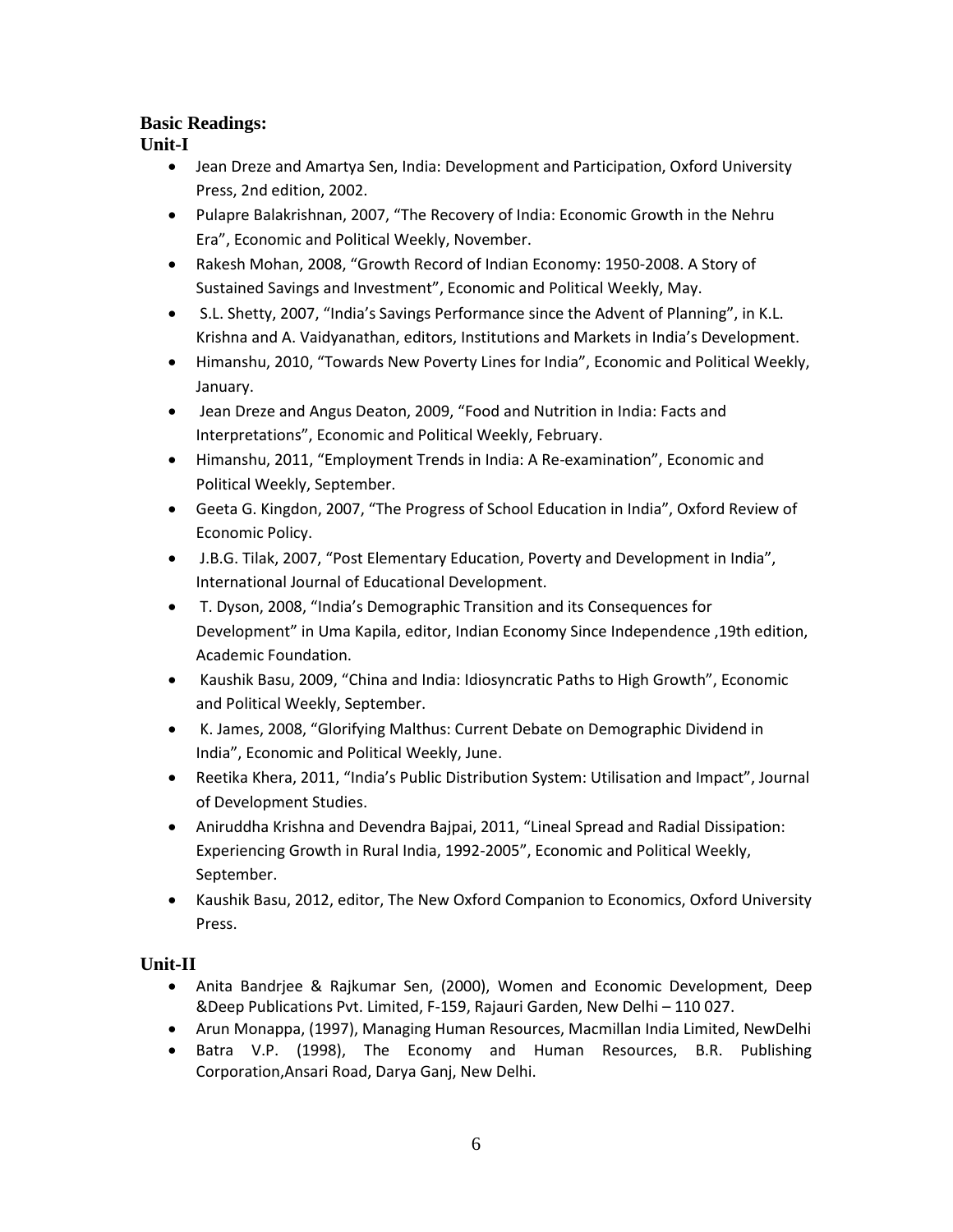**Basic Readings:**

**Unit-I**

- Jean Dreze and Amartya Sen, India: Development and Participation, Oxford University Press, 2nd edition, 2002.
- Pulapre Balakrishnan, 2007, "The Recovery of India: Economic Growth in the Nehru Era", Economic and Political Weekly, November.
- Rakesh Mohan, 2008, "Growth Record of Indian Economy: 1950-2008. A Story of Sustained Savings and Investment", Economic and Political Weekly, May.
- S.L. Shetty, 2007, "India's Savings Performance since the Advent of Planning", in K.L. Krishna and A. Vaidyanathan, editors, Institutions and Markets in India's Development.
- Himanshu, 2010, "Towards New Poverty Lines for India", Economic and Political Weekly, January.
- Jean Dreze and Angus Deaton, 2009, "Food and Nutrition in India: Facts and Interpretations", Economic and Political Weekly, February.
- Himanshu, 2011, "Employment Trends in India: A Re-examination", Economic and Political Weekly, September.
- Geeta G. Kingdon, 2007, "The Progress of School Education in India", Oxford Review of Economic Policy.
- J.B.G. Tilak, 2007, "Post Elementary Education, Poverty and Development in India", International Journal of Educational Development.
- T. Dyson, 2008, "India's Demographic Transition and its Consequences for Development" in Uma Kapila, editor, Indian Economy Since Independence ,19th edition, Academic Foundation.
- Kaushik Basu, 2009, "China and India: Idiosyncratic Paths to High Growth", Economic and Political Weekly, September.
- K. James, 2008, "Glorifying Malthus: Current Debate on Demographic Dividend in India", Economic and Political Weekly, June.
- Reetika Khera, 2011, "India's Public Distribution System: Utilisation and Impact", Journal of Development Studies.
- Aniruddha Krishna and Devendra Bajpai, 2011, "Lineal Spread and Radial Dissipation: Experiencing Growth in Rural India, 1992-2005", Economic and Political Weekly, September.
- Kaushik Basu, 2012, editor, The New Oxford Companion to Economics, Oxford University Press.

**Unit-II**

- Anita Bandrjee & Rajkumar Sen, (2000), Women and Economic Development, Deep &Deep Publications Pvt. Limited, F-159, Rajauri Garden, New Delhi – 110 027.
- Arun Monappa, (1997), Managing Human Resources, Macmillan India Limited, NewDelhi
- Batra V.P. (1998), The Economy and Human Resources, B.R. Publishing Corporation,Ansari Road, Darya Ganj, New Delhi.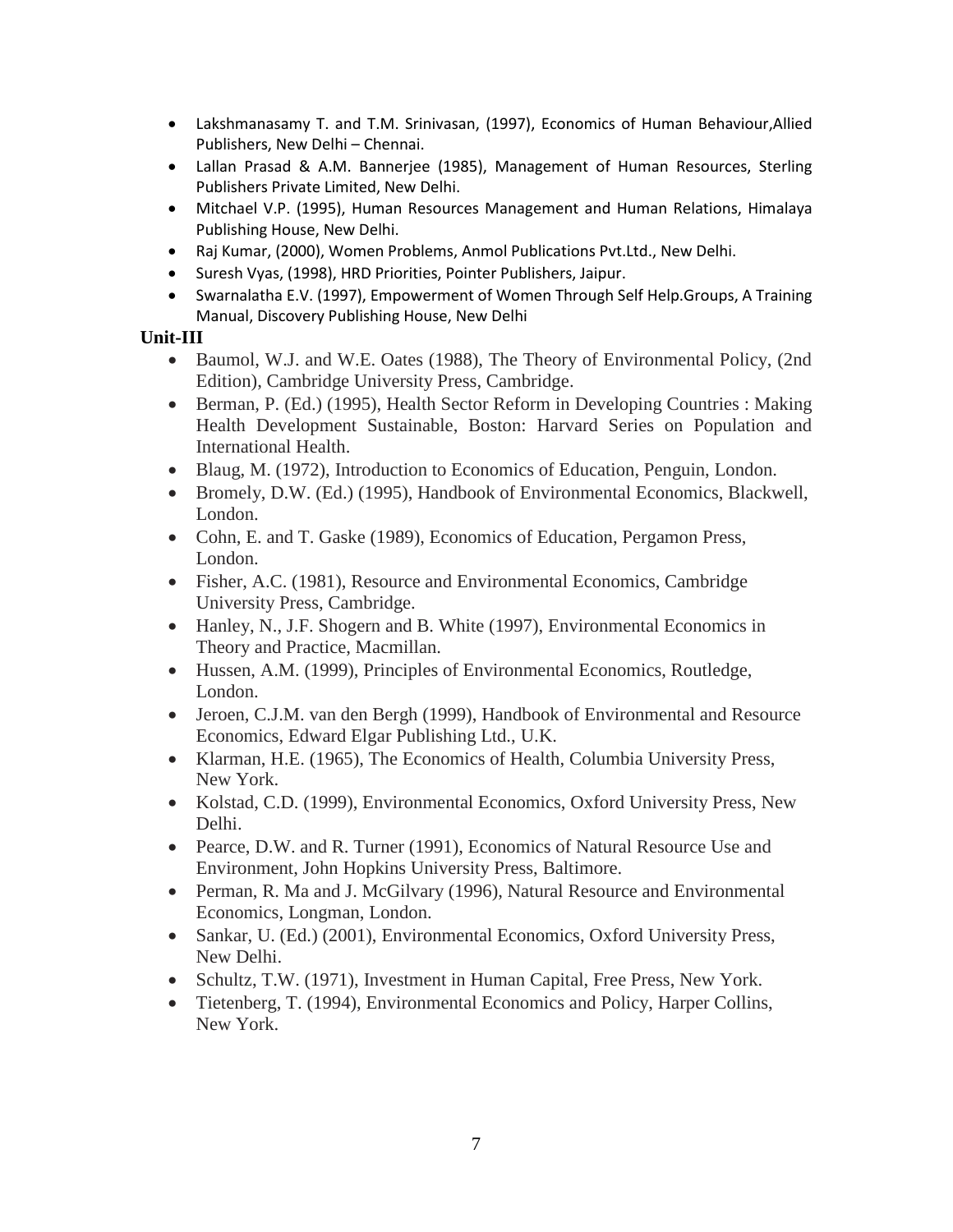- Lakshmanasamy T. and T.M. Srinivasan, (1997), Economics of Human Behaviour,Allied Publishers, New Delhi – Chennai.
- Lallan Prasad & A.M. Bannerjee (1985), Management of Human Resources, Sterling Publishers Private Limited, New Delhi.
- Mitchael V.P. (1995), Human Resources Management and Human Relations, Himalaya Publishing House, New Delhi.
- Raj Kumar, (2000), Women Problems, Anmol Publications Pvt.Ltd., New Delhi.
- Suresh Vyas, (1998), HRD Priorities, Pointer Publishers, Jaipur.
- Swarnalatha E.V. (1997), Empowerment of Women Through Self Help.Groups, A Training Manual, Discovery Publishing House, New Delhi

**Unit-III**

- Baumol, W.J. and W.E. Oates (1988), The Theory of Environmental Policy, (2nd Edition), Cambridge University Press, Cambridge.
- Berman, P. (Ed.) (1995), Health Sector Reform in Developing Countries : Making Health Development Sustainable, Boston: Harvard Series on Population and International Health.
- Blaug, M. (1972), Introduction to Economics of Education, Penguin, London.
- Bromely, D.W. (Ed.) (1995), Handbook of Environmental Economics, Blackwell, London.
- Cohn, E. and T. Gaske (1989), Economics of Education, Pergamon Press, London.
- Fisher, A.C. (1981), Resource and Environmental Economics, Cambridge University Press, Cambridge.
- Hanley, N., J.F. Shogern and B. White (1997), Environmental Economics in Theory and Practice, Macmillan.
- Hussen, A.M. (1999), Principles of Environmental Economics, Routledge, London.
- Jeroen, C.J.M. van den Bergh (1999), Handbook of Environmental and Resource Economics, Edward Elgar Publishing Ltd., U.K.
- Klarman, H.E. (1965), The Economics of Health, Columbia University Press, New York.
- Kolstad, C.D. (1999), Environmental Economics, Oxford University Press, New Delhi.
- Pearce, D.W. and R. Turner (1991), Economics of Natural Resource Use and Environment, John Hopkins University Press, Baltimore.
- Perman, R. Ma and J. McGilvary (1996), Natural Resource and Environmental Economics, Longman, London.
- Sankar, U. (Ed.) (2001), Environmental Economics, Oxford University Press, New Delhi.
- Schultz, T.W. (1971), Investment in Human Capital, Free Press, New York.
- Tietenberg, T. (1994), Environmental Economics and Policy, Harper Collins, New York.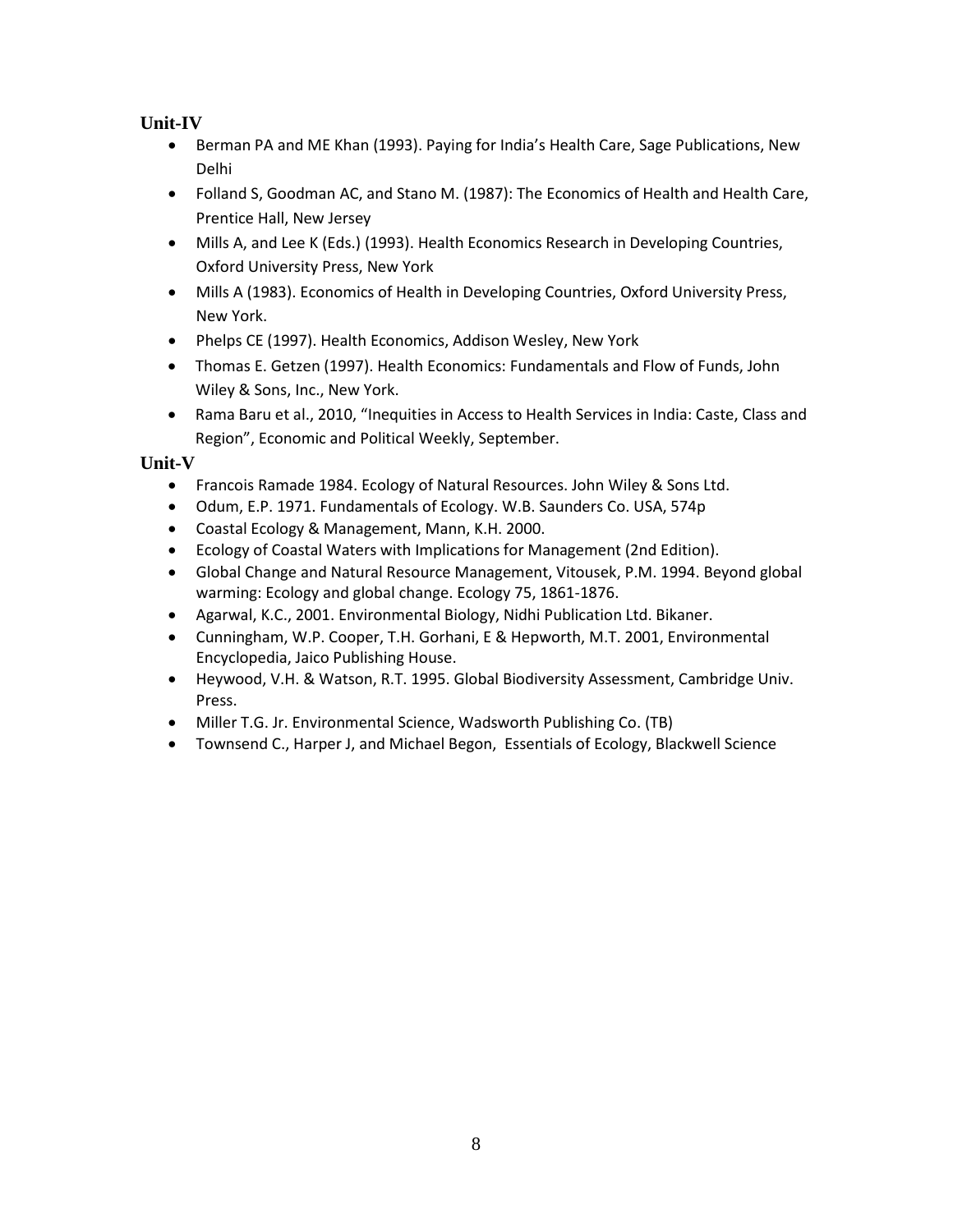**Unit-IV**

- Berman PA and ME Khan (1993). Paying for India's Health Care, Sage Publications, New Delhi
- Folland S, Goodman AC, and Stano M. (1987): The Economics of Health and Health Care, Prentice Hall, New Jersey
- Mills A, and Lee K (Eds.) (1993). Health Economics Research in Developing Countries, Oxford University Press, New York
- Mills A (1983). Economics of Health in Developing Countries, Oxford University Press, New York.
- Phelps CE (1997). Health Economics, Addison Wesley, New York
- Thomas E. Getzen (1997). Health Economics: Fundamentals and Flow of Funds, John Wiley & Sons, Inc., New York.
- Rama Baru et al., 2010, "Inequities in Access to Health Services in India: Caste, Class and Region", Economic and Political Weekly, September.

**Unit-V**

- Francois Ramade 1984. Ecology of Natural Resources. John Wiley & Sons Ltd.
- Odum, E.P. 1971. Fundamentals of Ecology. W.B. Saunders Co. USA, 574p
- Coastal Ecology & Management, Mann, K.H. 2000.
- Ecology of Coastal Waters with Implications for Management (2nd Edition).
- Global Change and Natural Resource Management, Vitousek, P.M. 1994. Beyond global warming: Ecology and global change. Ecology 75, 1861-1876.
- Agarwal, K.C., 2001. Environmental Biology, Nidhi Publication Ltd. Bikaner.
- Cunningham, W.P. Cooper, T.H. Gorhani, E & Hepworth, M.T. 2001, Environmental Encyclopedia, Jaico Publishing House.
- Heywood, V.H. & Watson, R.T. 1995. Global Biodiversity Assessment, Cambridge Univ. Press.
- Miller T.G. Jr. Environmental Science, Wadsworth Publishing Co. (TB)
- Townsend C., Harper J, and Michael Begon, Essentials of Ecology, Blackwell Science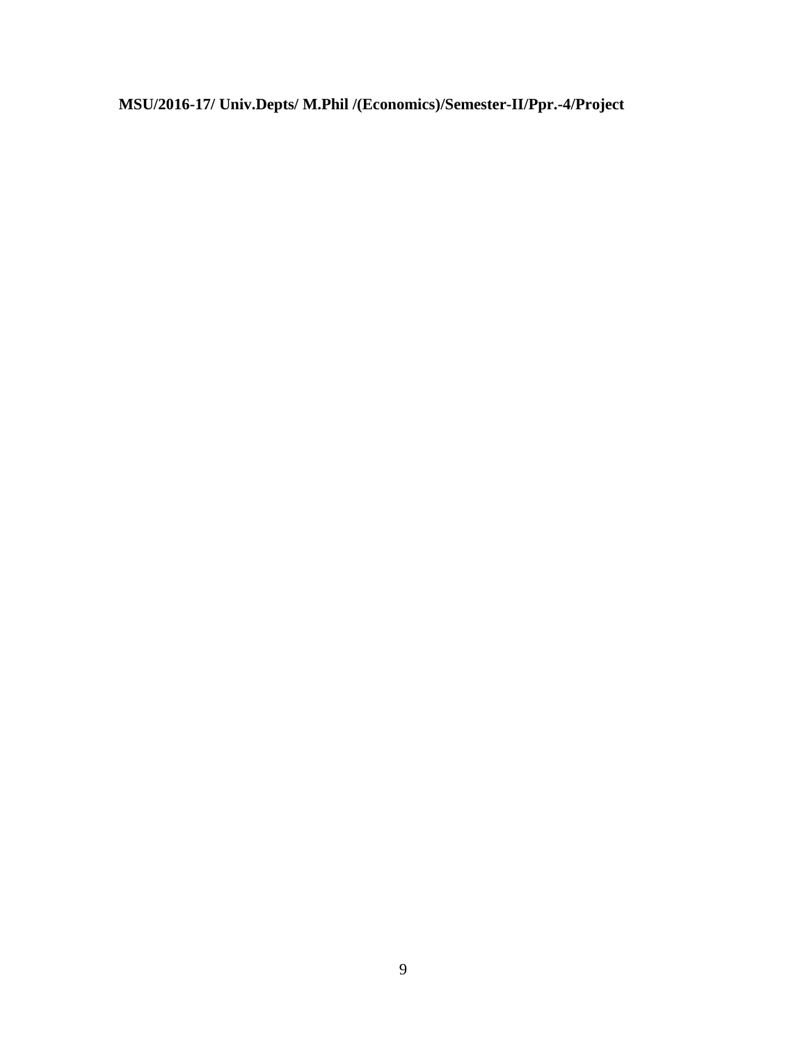**MSU/2016-17/ Univ.Depts/ M.Phil /(Economics)/Semester-II/Ppr.-4/Project**